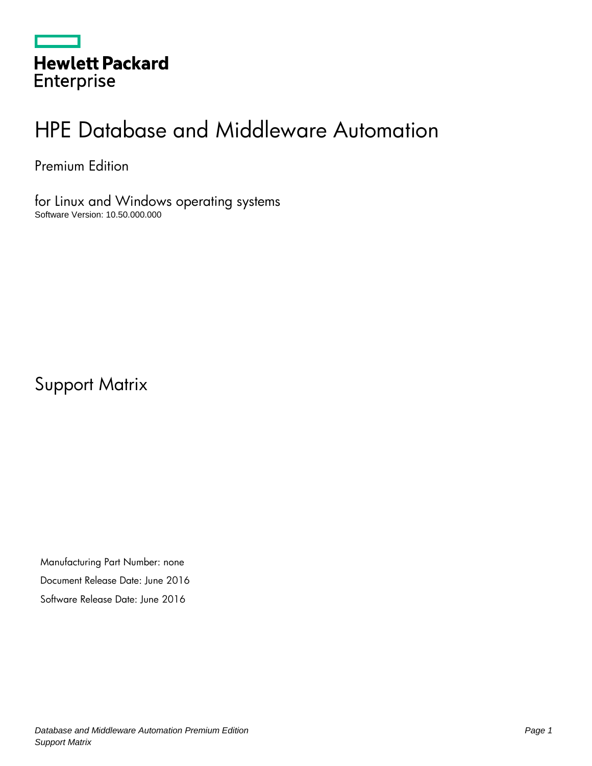Hewlett Packard Enterprise

# HPE Database and Middleware Automation

Premium Edition

for Linux and Windows operating systems

Software Version: 10.50.000.000

# Support Matrix

Manufacturing Part Number: none

Document Release Date: June 2016

Software Release Date: June 2016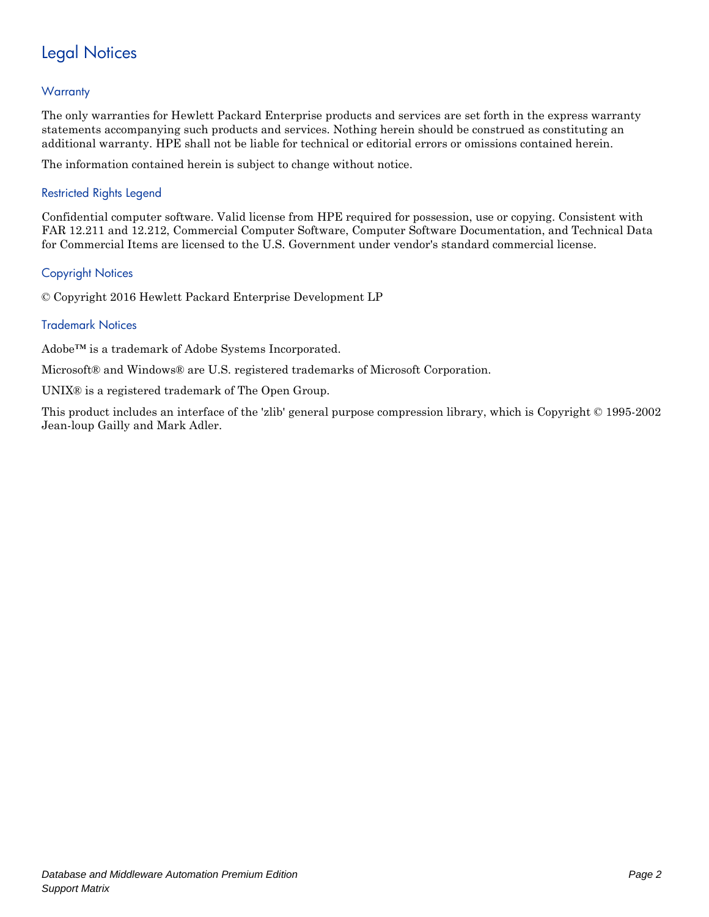# Legal Notices

## Warranty

The only warranties for Hewlett Packard Enterprise products and services are set forth in the express warranty statements accompanying such products and services. Nothing herein should be construed as constituting an additional warranty. HPE shall not be liable for technical or editorial errors or omissions contained herein.

The information contained herein is subject to change without notice.

## Restricted Rights Legend

Confidential computer software. Valid license from HPE required for possession, use or copying. Consistent with FAR 12.211 and 12.212, Commercial Computer Software, Computer Software Documentation, and Technical Data for Commercial Items are licensed to the U.S. Government under vendor's standard commercial license.

## Copyright Notices

© Copyright 2016 Hewlett Packard Enterprise Development LP

## Trademark Notices

Adobe™ is a trademark of Adobe Systems Incorporated.

Microsoft® and Windows® are U.S. registered trademarks of Microsoft Corporation.

UNIX® is a registered trademark of The Open Group.

This product includes an interface of the 'zlib' general purpose compression library, which is Copyright © 1995-2002 Jean-loup Gailly and Mark Adler.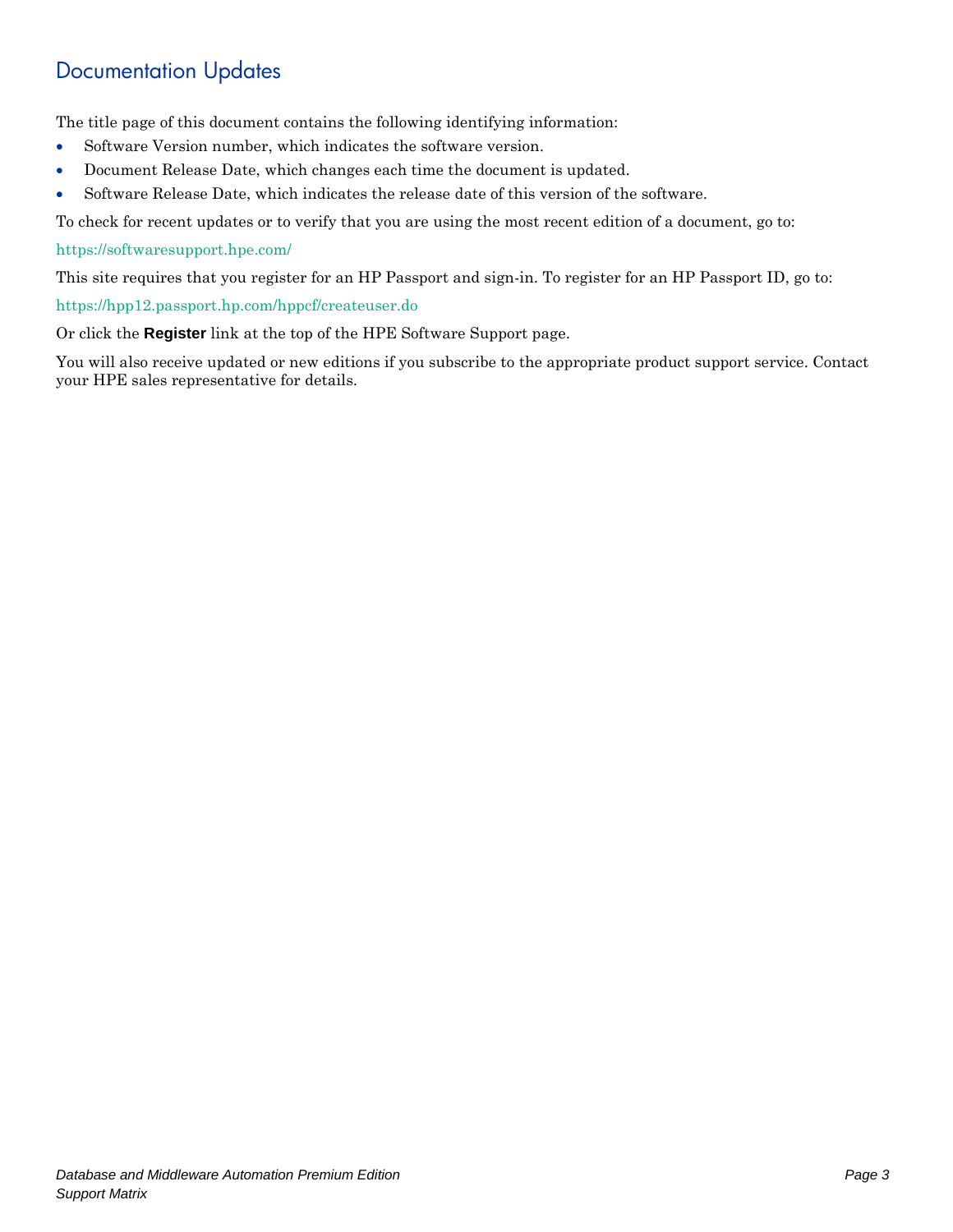## Documentation Updates

The title page of this document contains the following identifying information:

- Software Version number, which indicates the software version.
- Document Release Date, which changes each time the document is updated.
- Software Release Date, which indicates the release date of this version of the software.

To check for recent updates or to verify that you are using the most recent edition of a document, go to:

https://softwaresupport.hpe.com/

This site requires that you register for an HP Passport and sign-in. To register for an HP Passport ID, go to:

https://hpp12.passport.hp.com/hppcf/createuser.do

Or click the **Register** link at the top of the HPE Software Support page.

You will also receive updated or new editions if you subscribe to the appropriate product support service. Contact your HPE sales representative for details.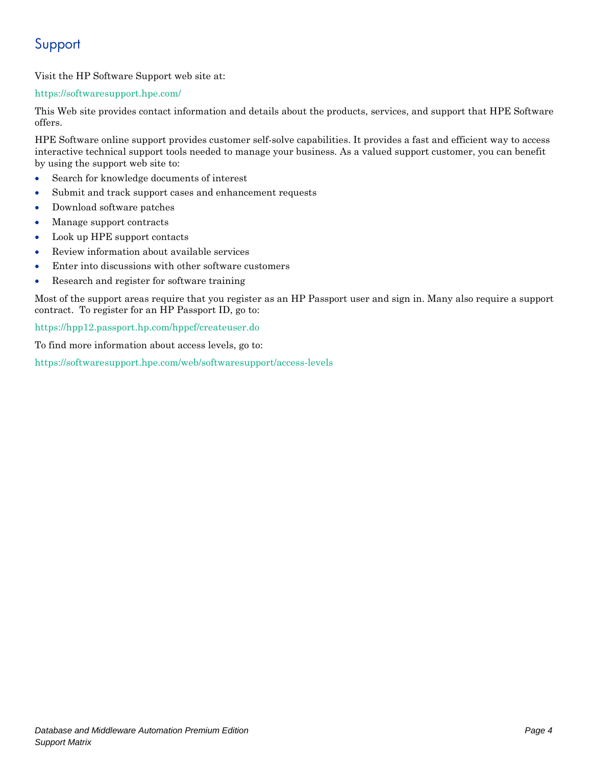## Support

Visit the HP Software Support web site at:

https://softwaresupport.hpe.com/

This Web site provides contact information and details about the products, services, and support that HPE Software offers.

HPE Software online support provides customer self-solve capabilities. It provides a fast and efficient way to access interactive technical support tools needed to manage your business. As a valued support customer, you can benefit by using the support web site to:

- Search for knowledge documents of interest
- Submit and track support cases and enhancement requests
- Download software patches
- Manage support contracts
- Look up HPE support contacts
- Review information about available services
- Enter into discussions with other software customers
- Research and register for software training

Most of the support areas require that you register as an HP Passport user and sign in. Many also require a support contract. To register for an HP Passport ID, go to:

https://hpp12.passport.hp.com/hppcf/createuser.do

To find more information about access levels, go to:

https://softwaresupport.hpe.com/web/softwaresupport/access-levels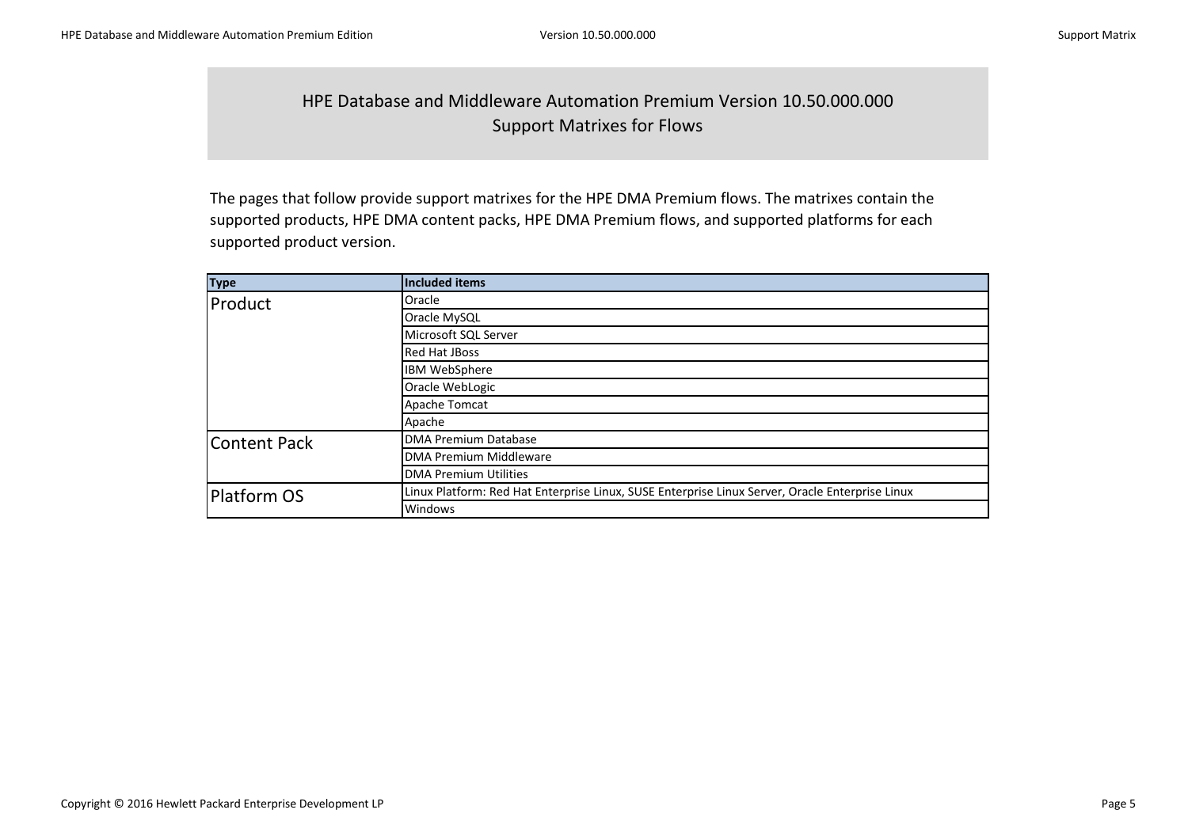# HPE Database and Middleware Automation Premium Version 10.50.000.000
## Support Matrixes for Flows

The pages that follow provide support matrixes for the HPE DMA Premium flows. The matrixes contain the supported products, HPE DMA content packs, HPE DMA Premium flows, and supported platforms for each supported product version.

| Type | Included items |
|---|---|
| Product | Oracle |
| | Oracle MySQL |
| | Microsoft SQL Server |
| | Red Hat JBoss |
| | IBM WebSphere |
| | Oracle WebLogic |
| | Apache Tomcat |
| | Apache |
| Content Pack | DMA Premium Database |
| | DMA Premium Middleware |
| | DMA Premium Utilities |
| Platform OS | Linux Platform: Red Hat Enterprise Linux, SUSE Enterprise Linux Server, Oracle Enterprise Linux |
| | Windows |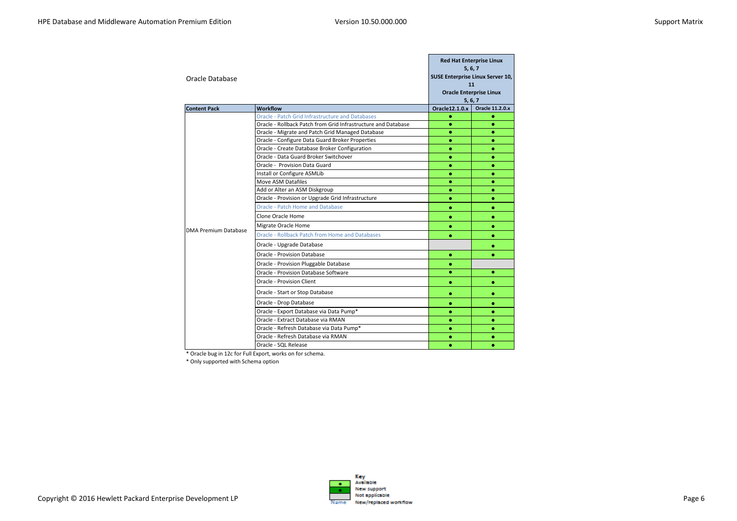## Oracle Database

| Content Pack | Workflow | Red Hat Enterprise Linux 5, 6, 7 / SUSE Enterprise Linux Server 10, 11 / Oracle Enterprise Linux 5, 6, 7 | |
|---|---|---|---|
| | | Oracle12.1.0.x | Oracle 11.2.0.x |
| DMA Premium Database | Oracle - Patch Grid Infrastructure and Databases | ● | ● |
| | Oracle - Rollback Patch from Grid Infrastructure and Database | ● | ● |
| | Oracle - Migrate and Patch Grid Managed Database | ● | ● |
| | Oracle - Configure Data Guard Broker Properties | ● | ● |
| | Oracle - Create Database Broker Configuration | ● | ● |
| | Oracle - Data Guard Broker Switchover | ● | ● |
| | Oracle - Provision Data Guard | ● | ● |
| | Install or Configure ASMLib | ● | ● |
| | Move ASM Datafiles | ● | ● |
| | Add or Alter an ASM Diskgroup | ● | ● |
| | Oracle - Provision or Upgrade Grid Infrastructure | ● | ● |
| | Oracle - Patch Home and Database | ● | ● |
| | Clone Oracle Home | ● | ● |
| | Migrate Oracle Home | ● | ● |
| | Oracle - Rollback Patch from Home and Databases | ● | ● |
| | Oracle - Upgrade Database | | ● |
| | Oracle - Provision Database | ● | ● |
| | Oracle - Provision Pluggable Database | ● | |
| | Oracle - Provision Database Software | ● | ● |
| | Oracle - Provision Client | ● | ● |
| | Oracle - Start or Stop Database | ● | ● |
| | Oracle - Drop Database | ● | ● |
| | Oracle - Export Database via Data Pump* | ● | ● |
| | Oracle - Extract Database via RMAN | ● | ● |
| | Oracle - Refresh Database via Data Pump* | ● | ● |
| | Oracle - Refresh Database via RMAN | ● | ● |
| | Oracle - SQL Release | ● | ● |

* Oracle bug in 12c for Full Export, works on for schema.

* Only supported with Schema option

**Key**

- ● Available
- ● New support
- Not applicable
- Name — New/replaced workflow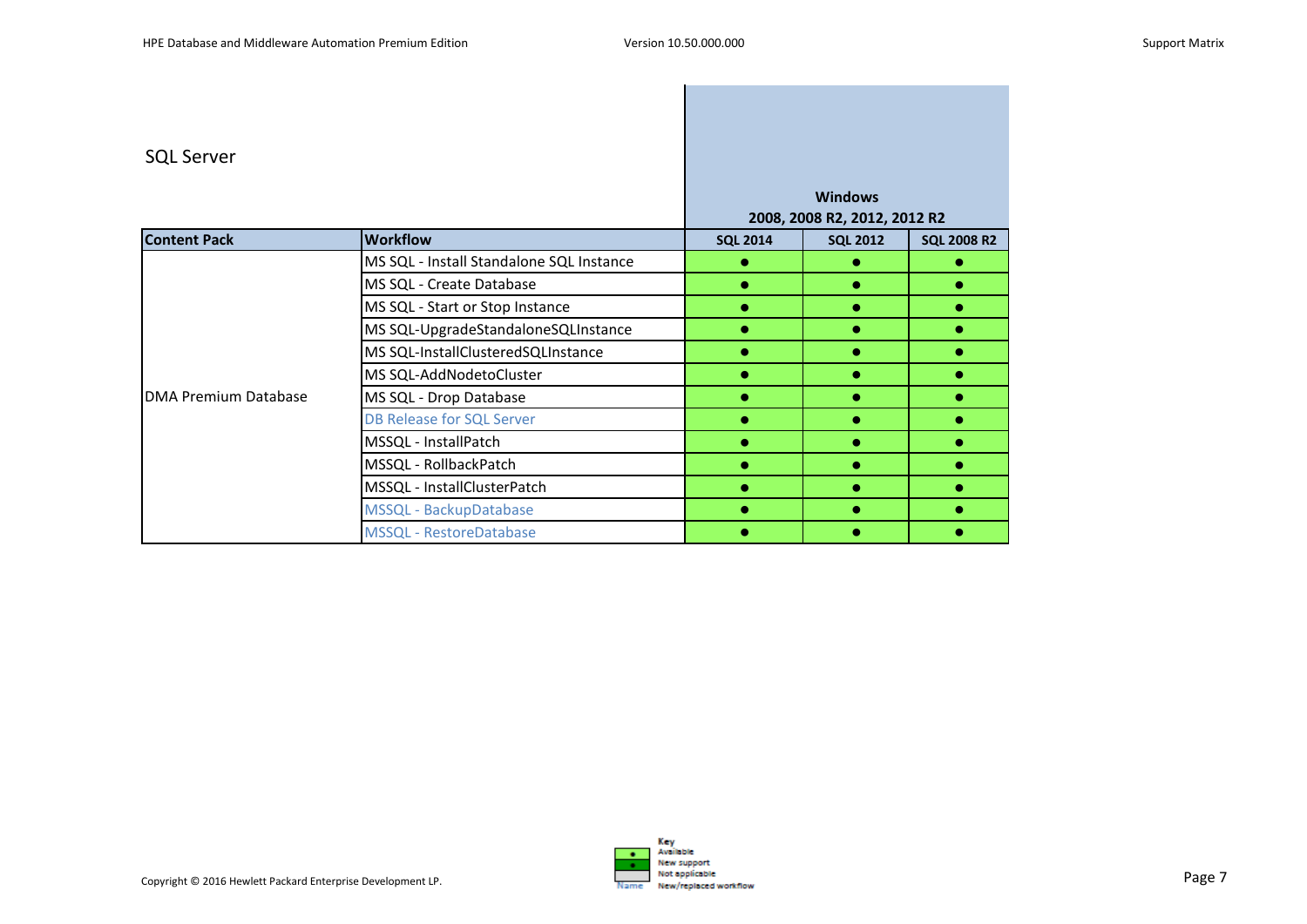## SQL Server

| Content Pack | Workflow | Windows 2008, 2008 R2, 2012, 2012 R2 | | |
|---|---|---|---|---|
| | | SQL 2014 | SQL 2012 | SQL 2008 R2 |
| DMA Premium Database | MS SQL - Install Standalone SQL Instance | ● | ● | ● |
| | MS SQL - Create Database | ● | ● | ● |
| | MS SQL - Start or Stop Instance | ● | ● | ● |
| | MS SQL-UpgradeStandaloneSQLInstance | ● | ● | ● |
| | MS SQL-InstallClusteredSQLInstance | ● | ● | ● |
| | MS SQL-AddNodetoCluster | ● | ● | ● |
| | MS SQL - Drop Database | ● | ● | ● |
| | DB Release for SQL Server | ● | ● | ● |
| | MSSQL - InstallPatch | ● | ● | ● |
| | MSSQL - RollbackPatch | ● | ● | ● |
| | MSSQL - InstallClusterPatch | ● | ● | ● |
| | MSSQL - BackupDatabase | ● | ● | ● |
| | MSSQL - RestoreDatabase | ● | ● | ● |

Copyright © 2016 Hewlett Packard Enterprise Development LP.

Key
- ● Available
- ● New support
- Not applicable
- Name: New/replaced workflow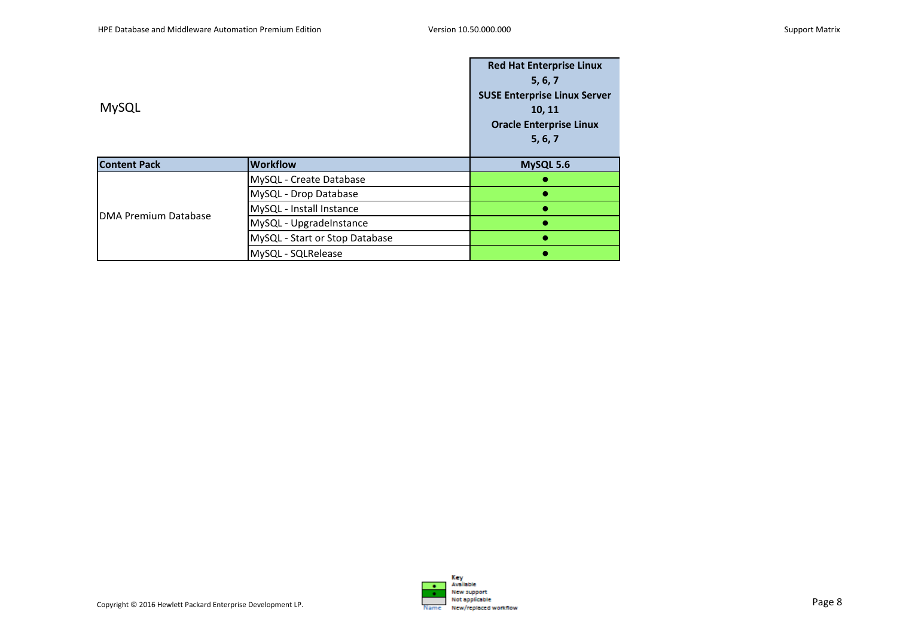## MySQL

| | | Red Hat Enterprise Linux 5, 6, 7 SUSE Enterprise Linux Server 10, 11 Oracle Enterprise Linux 5, 6, 7 |
|---|---|---|
| **Content Pack** | **Workflow** | **MySQL 5.6** |
| DMA Premium Database | MySQL - Create Database | ● |
| | MySQL - Drop Database | ● |
| | MySQL - Install Instance | ● |
| | MySQL - UpgradeInstance | ● |
| | MySQL - Start or Stop Database | ● |
| | MySQL - SQLRelease | ● |

Key

| | |
|---|---|
| ● | Available |
| ● | New support |
| | Not applicable |
| Name | New/replaced workflow |

Copyright © 2016 Hewlett Packard Enterprise Development LP.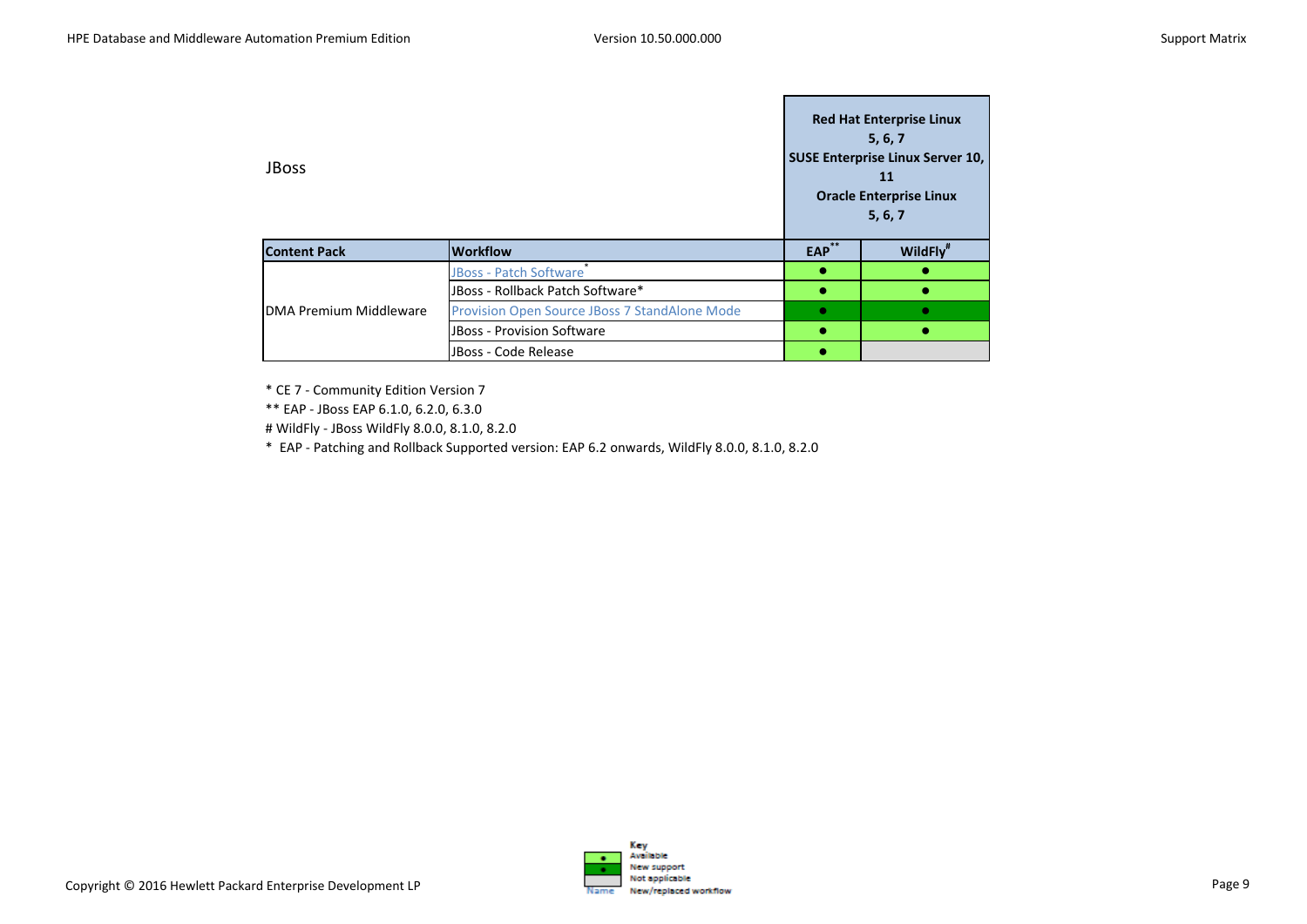## JBoss

| Content Pack | Workflow | Red Hat Enterprise Linux 5, 6, 7 SUSE Enterprise Linux Server 10, 11 Oracle Enterprise Linux 5, 6, 7 | |
|---|---|---|---|
| | | EAP** | WildFly# |
| DMA Premium Middleware | JBoss - Patch Software* | ● | ● |
| | JBoss - Rollback Patch Software* | ● | ● |
| | Provision Open Source JBoss 7 StandAlone Mode | ● | ● |
| | JBoss - Provision Software | ● | ● |
| | JBoss - Code Release | ● | |

\* CE 7 - Community Edition Version 7

** EAP - JBoss EAP 6.1.0, 6.2.0, 6.3.0

# WildFly - JBoss WildFly 8.0.0, 8.1.0, 8.2.0

\* EAP - Patching and Rollback Supported version: EAP 6.2 onwards, WildFly 8.0.0, 8.1.0, 8.2.0

Key
- ● Available
- ● New support
- Not applicable
- Name: New/replaced workflow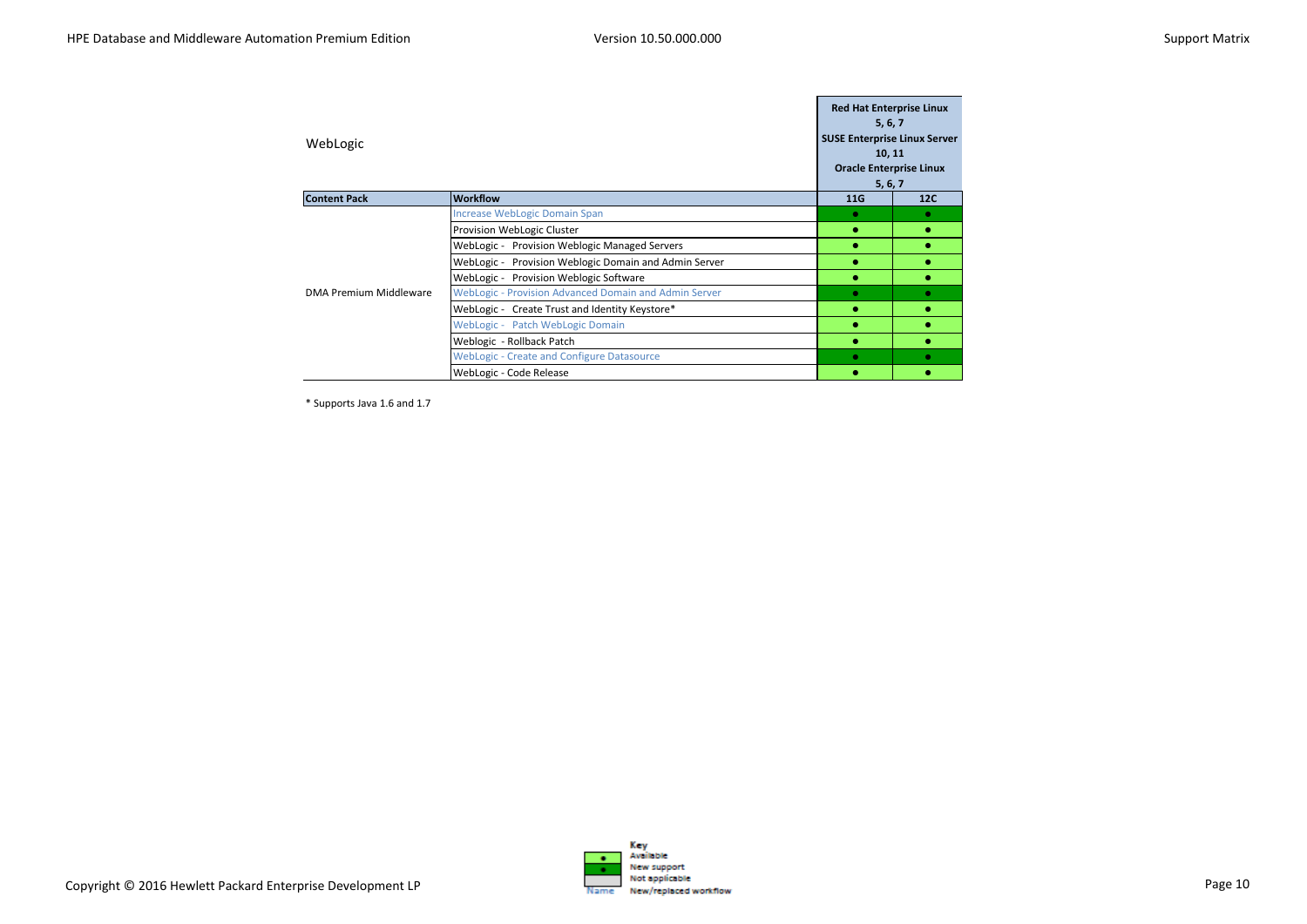## WebLogic

| Content Pack | Workflow | Red Hat Enterprise Linux 5, 6, 7 SUSE Enterprise Linux Server 10, 11 Oracle Enterprise Linux 5, 6, 7 | |
|---|---|---|---|
| | | 11G | 12C |
| DMA Premium Middleware | Increase WebLogic Domain Span | ● | ● |
| | Provision WebLogic Cluster | ● | ● |
| | WebLogic - Provision Weblogic Managed Servers | ● | ● |
| | WebLogic - Provision Weblogic Domain and Admin Server | ● | ● |
| | WebLogic - Provision Weblogic Software | ● | ● |
| | WebLogic - Provision Advanced Domain and Admin Server | ● | ● |
| | WebLogic - Create Trust and Identity Keystore* | ● | ● |
| | WebLogic - Patch WebLogic Domain | ● | ● |
| | Weblogic - Rollback Patch | ● | ● |
| | WebLogic - Create and Configure Datasource | ● | ● |
| | WebLogic - Code Release | ● | ● |

* Supports Java 1.6 and 1.7

**Key**
- ● Available
- ● New support
- Not applicable
- Name New/replaced workflow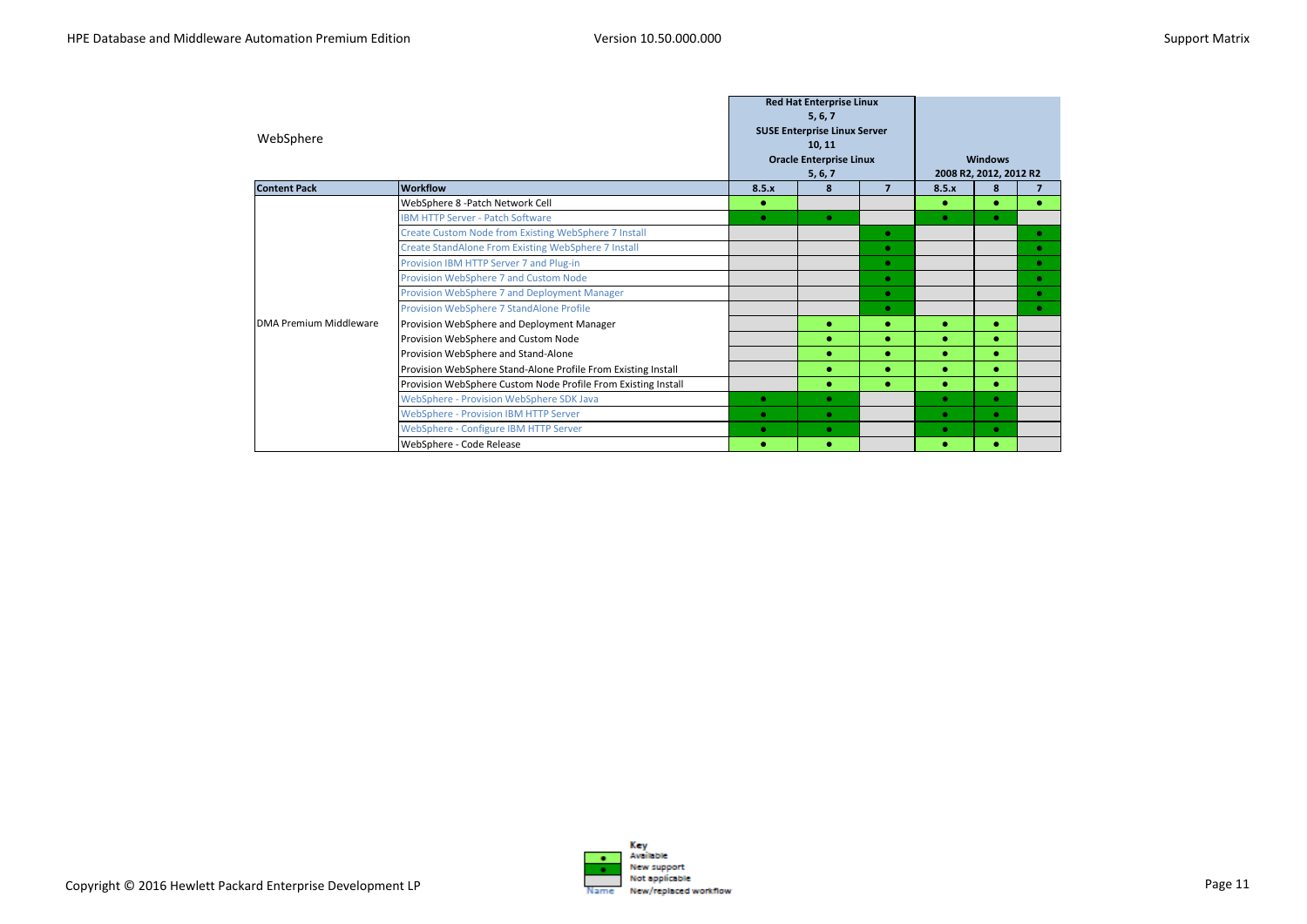| WebSphere | | Red Hat Enterprise Linux 5, 6, 7 SUSE Enterprise Linux Server 10, 11 Oracle Enterprise Linux 5, 6, 7 | | | Windows 2008 R2, 2012, 2012 R2 | | |
|---|---|---|---|---|---|---|---|
| **Content Pack** | **Workflow** | **8.5.x** | **8** | **7** | **8.5.x** | **8** | **7** |
| DMA Premium Middleware | WebSphere 8 -Patch Network Cell | ● | | | ● | ● | ● |
| | IBM HTTP Server - Patch Software | ● | ● | | ● | ● | |
| | Create Custom Node from Existing WebSphere 7 Install | | | ● | | | ● |
| | Create StandAlone From Existing WebSphere 7 Install | | | ● | | | ● |
| | Provision IBM HTTP Server 7 and Plug-in | | | ● | | | ● |
| | Provision WebSphere 7 and Custom Node | | | ● | | | ● |
| | Provision WebSphere 7 and Deployment Manager | | | ● | | | ● |
| | Provision WebSphere 7 StandAlone Profile | | | ● | | | ● |
| | Provision WebSphere and Deployment Manager | | ● | ● | ● | ● | |
| | Provision WebSphere and Custom Node | | ● | ● | ● | ● | |
| | Provision WebSphere and Stand-Alone | | ● | ● | ● | ● | |
| | Provision WebSphere Stand-Alone Profile From Existing Install | | ● | ● | ● | ● | |
| | Provision WebSphere Custom Node Profile From Existing Install | | ● | ● | ● | ● | |
| | WebSphere - Provision WebSphere SDK Java | ● | ● | | ● | ● | |
| | WebSphere - Provision IBM HTTP Server | ● | ● | | ● | ● | |
| | WebSphere - Configure IBM HTTP Server | ● | ● | | ● | ● | |
| | WebSphere - Code Release | ● | ● | | ● | ● | |

**Key**
- ● Available
- ● New support
- Not applicable
- Name — New/replaced workflow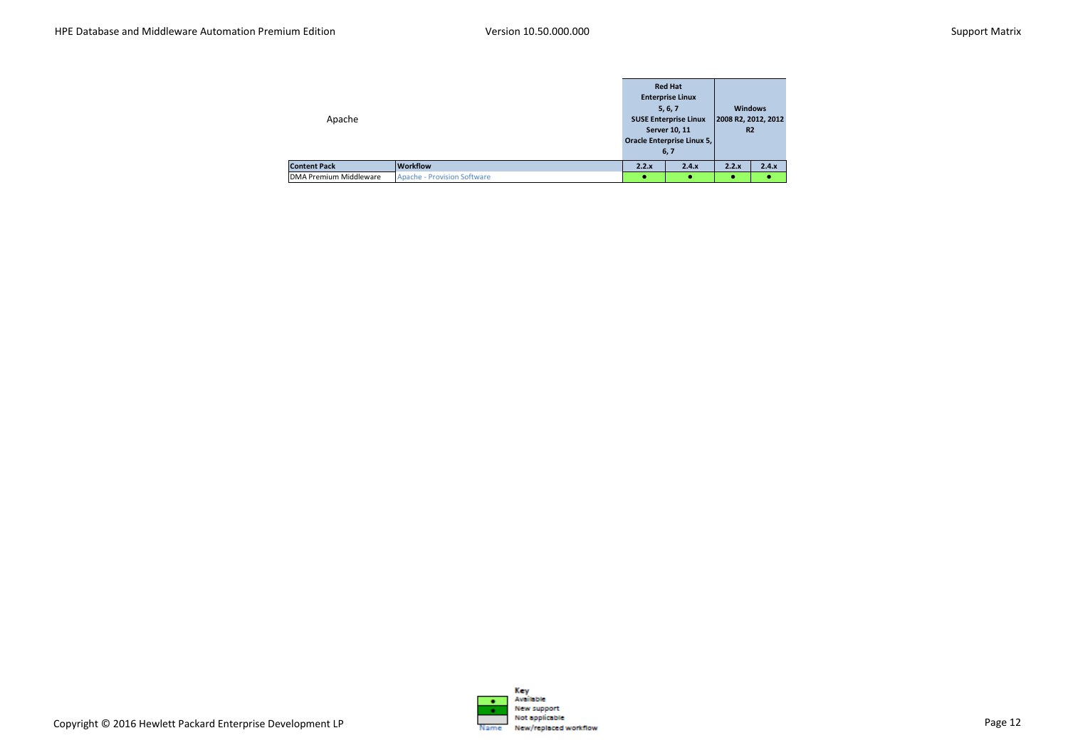## Apache

| Content Pack | Workflow | Red Hat Enterprise Linux 5, 6, 7 SUSE Enterprise Linux Server 10, 11 Oracle Enterprise Linux 5, 6, 7 | | Windows 2008 R2, 2012, 2012 R2 | |
|---|---|---|---|---|---|
| | | 2.2.x | 2.4.x | 2.2.x | 2.4.x |
| DMA Premium Middleware | Apache - Provision Software | ● | ● | ● | ● |

**Key**

- ● Available
- ● New support
- Not applicable
- Name: New/replaced workflow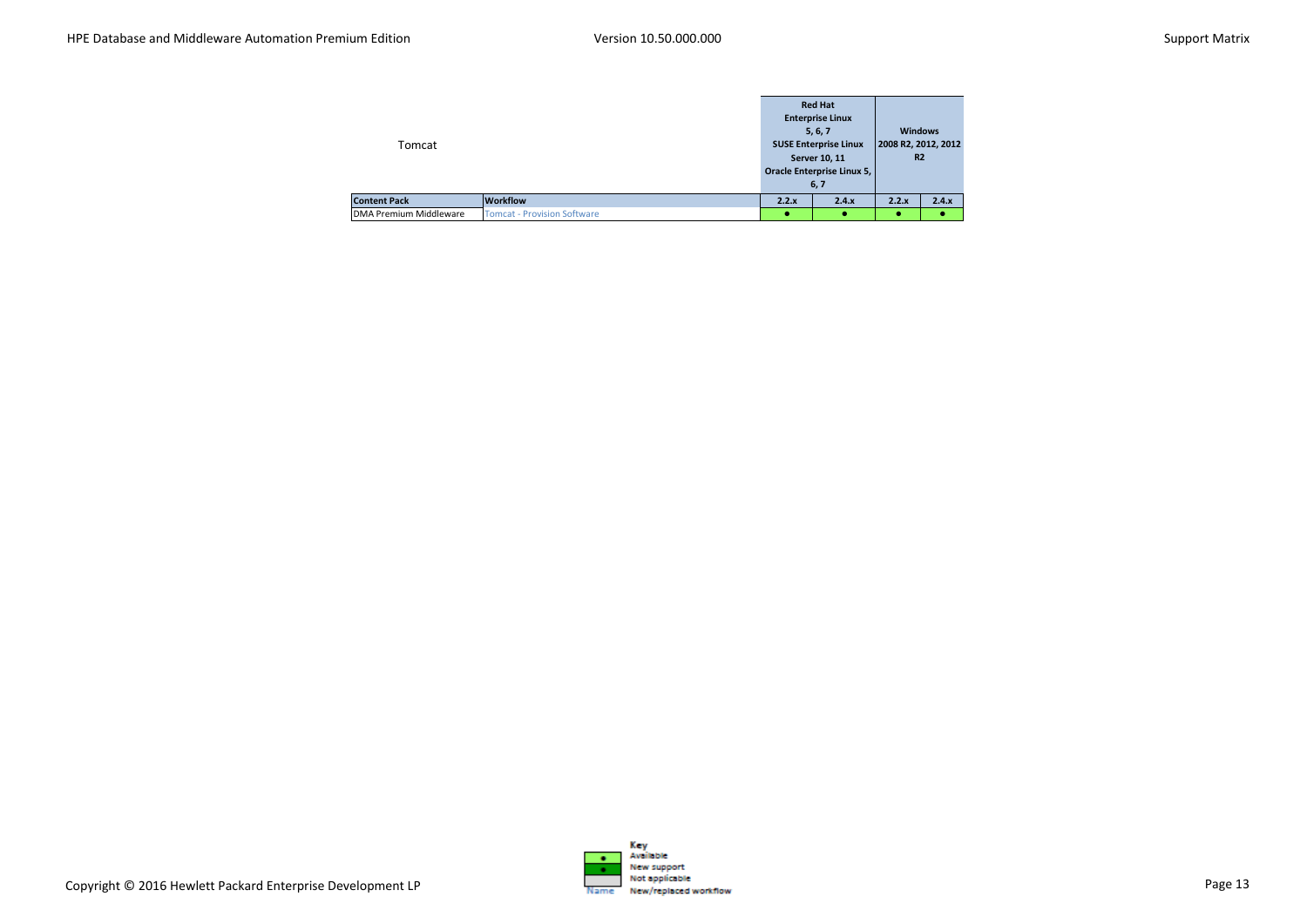Tomcat

| Content Pack | Workflow | Red Hat Enterprise Linux 5, 6, 7 SUSE Enterprise Linux Server 10, 11 Oracle Enterprise Linux 5, 6, 7 | | Windows 2008 R2, 2012, 2012 R2 | |
|---|---|---|---|---|---|
| | | 2.2.x | 2.4.x | 2.2.x | 2.4.x |
| DMA Premium Middleware | Tomcat - Provision Software | ● | ● | ● | ● |

Key

| Symbol | Meaning |
|---|---|
| ● | Available |
| ● | New support |
| | Not applicable |
| Name | New/replaced workflow |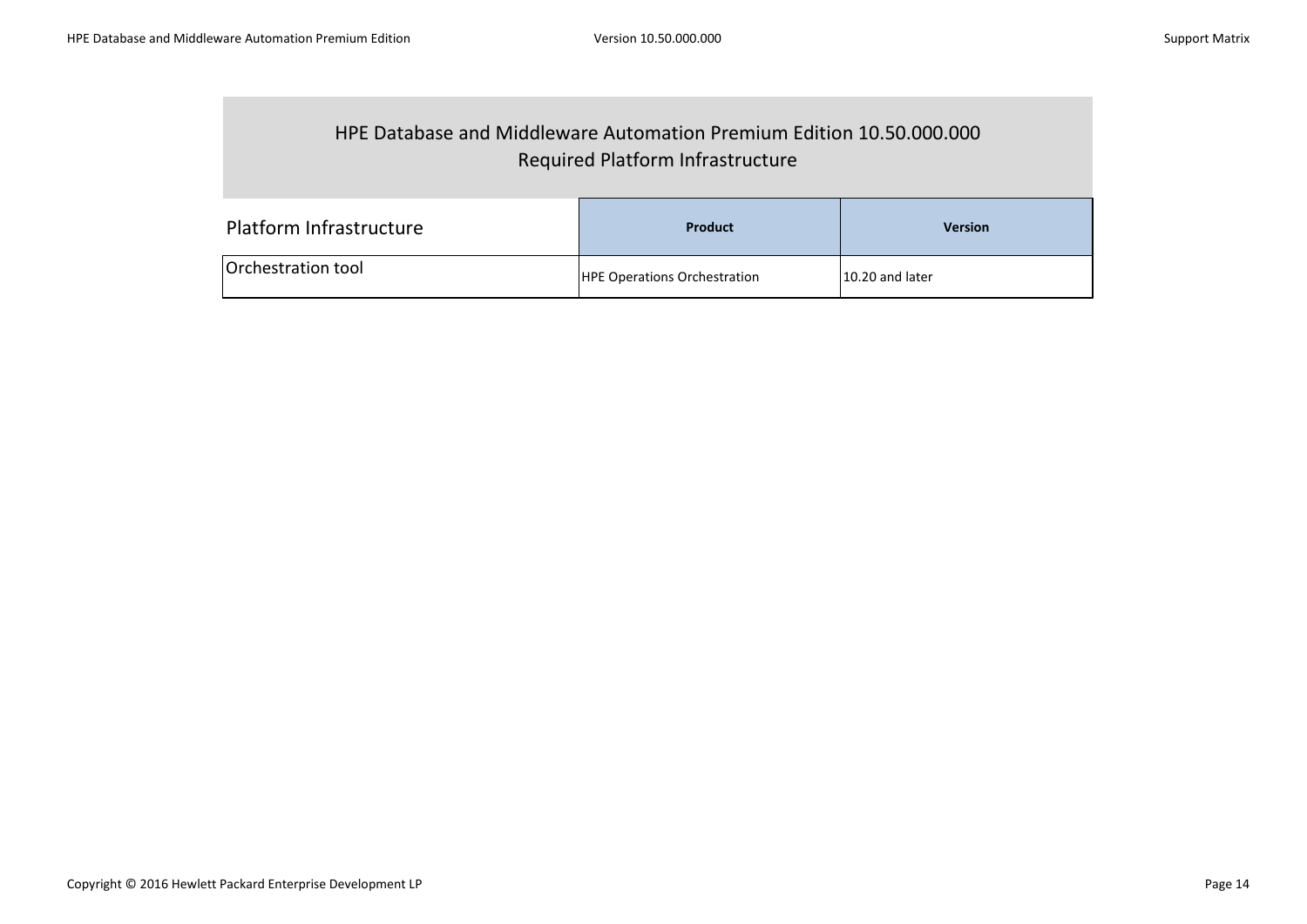## HPE Database and Middleware Automation Premium Edition 10.50.000.000
## Required Platform Infrastructure

| Platform Infrastructure | Product | Version |
|---|---|---|
| Orchestration tool | HPE Operations Orchestration | 10.20 and later |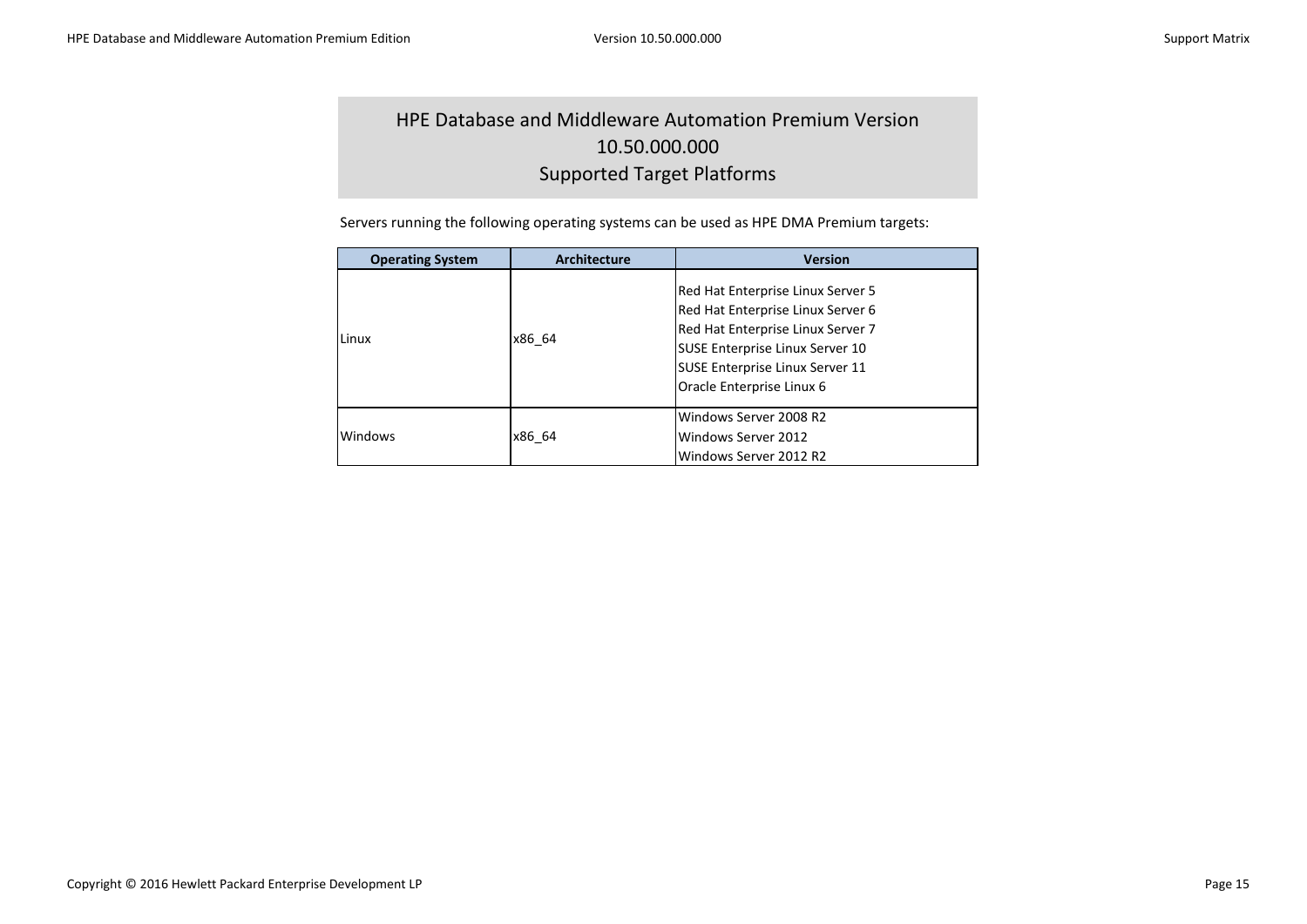# HPE Database and Middleware Automation Premium Version 10.50.000.000
# Supported Target Platforms

Servers running the following operating systems can be used as HPE DMA Premium targets:

| Operating System | Architecture | Version |
|---|---|---|
| Linux | x86_64 | Red Hat Enterprise Linux Server 5<br>Red Hat Enterprise Linux Server 6<br>Red Hat Enterprise Linux Server 7<br>SUSE Enterprise Linux Server 10<br>SUSE Enterprise Linux Server 11<br>Oracle Enterprise Linux 6 |
| Windows | x86_64 | Windows Server 2008 R2<br>Windows Server 2012<br>Windows Server 2012 R2 |